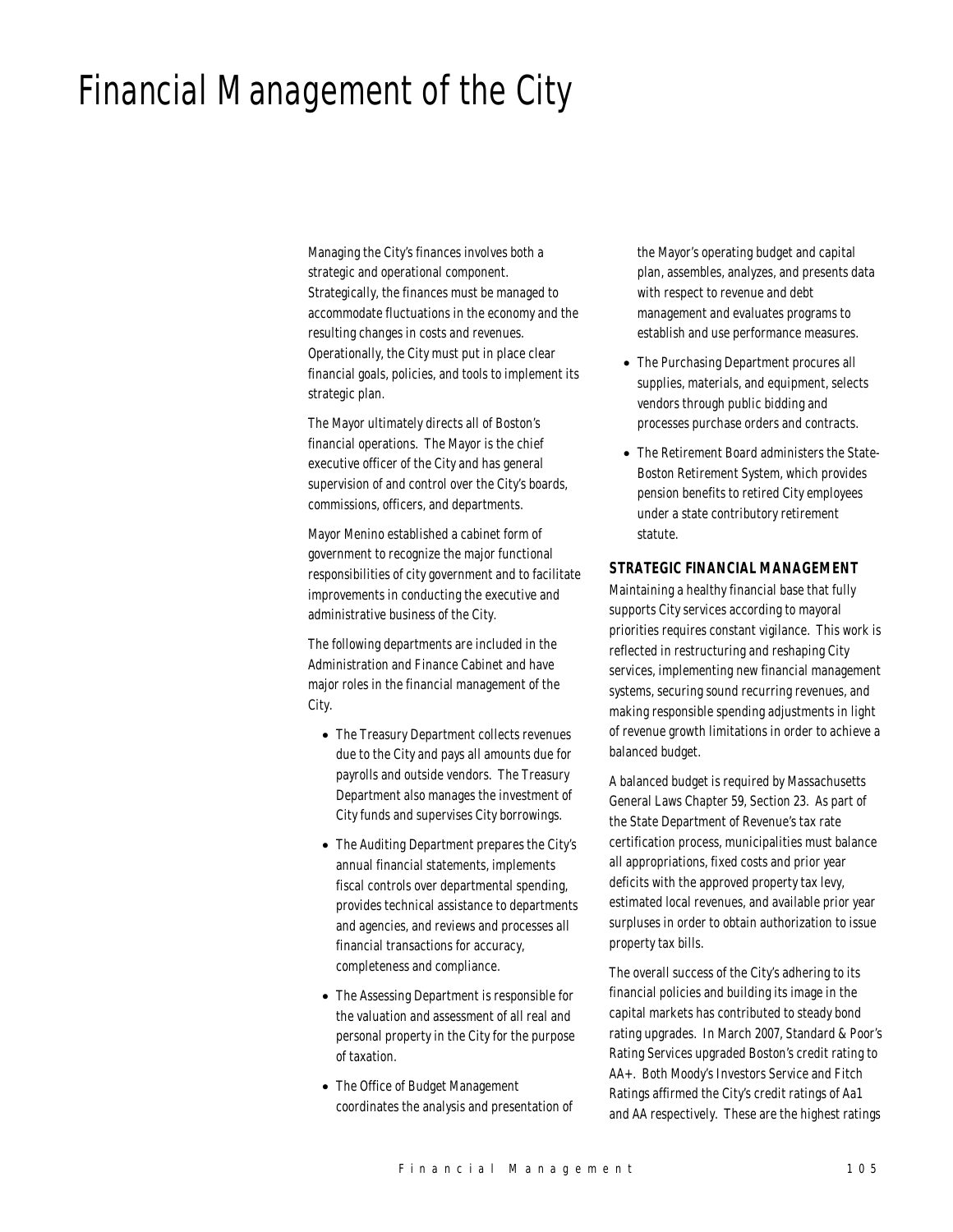# Financial Management of the City

Managing the City's finances involves both a strategic and operational component. Strategically, the finances must be managed to accommodate fluctuations in the economy and the resulting changes in costs and revenues. Operationally, the City must put in place clear financial goals, policies, and tools to implement its strategic plan.

The Mayor ultimately directs all of Boston's financial operations. The Mayor is the chief executive officer of the City and has general supervision of and control over the City's boards, commissions, officers, and departments.

Mayor Menino established a cabinet form of government to recognize the major functional responsibilities of city government and to facilitate improvements in conducting the executive and administrative business of the City.

The following departments are included in the Administration and Finance Cabinet and have major roles in the financial management of the City.

- The Treasury Department collects revenues due to the City and pays all amounts due for payrolls and outside vendors. The Treasury Department also manages the investment of City funds and supervises City borrowings.
- The Auditing Department prepares the City's annual financial statements, implements fiscal controls over departmental spending, provides technical assistance to departments and agencies, and reviews and processes all financial transactions for accuracy, completeness and compliance.
- The Assessing Department is responsible for the valuation and assessment of all real and personal property in the City for the purpose of taxation.
- The Office of Budget Management coordinates the analysis and presentation of the Mayor's operating budget and capital plan, assembles, analyzes, and presents data with respect to revenue and debt management and evaluates programs to establish and use performance measures.
- The Purchasing Department procures all supplies, materials, and equipment, selects vendors through public bidding and processes purchase orders and contracts.
- The Retirement Board administers the State-Boston Retirement System, which provides pension benefits to retired City employees under a state contributory retirement statute.

## STRATEGIC FINANCIAL MANAGEMENT

Maintaining a healthy financial base that fully supports City services according to mayoral priorities requires constant vigilance. This work is reflected in restructuring and reshaping City services, implementing new financial management systems, securing sound recurring revenues, and making responsible spending adjustments in light of revenue growth limitations in order to achieve a balanced budget.

A balanced budget is required by Massachusetts General Laws Chapter 59, Section 23. As part of the State Department of Revenue's tax rate certification process, municipalities must balance all appropriations, fixed costs and prior year deficits with the approved property tax levy, estimated local revenues, and available prior year surpluses in order to obtain authorization to issue property tax bills.

The overall success of the City's adhering to its financial policies and building its image in the capital markets has contributed to steady bond rating upgrades. In March 2007, Standard & Poor's Rating Services upgraded Boston's credit rating to AA+. Both Moody's Investors Service and Fitch Ratings affirmed the City's credit ratings of Aa1 and AA respectively. These are the highest ratings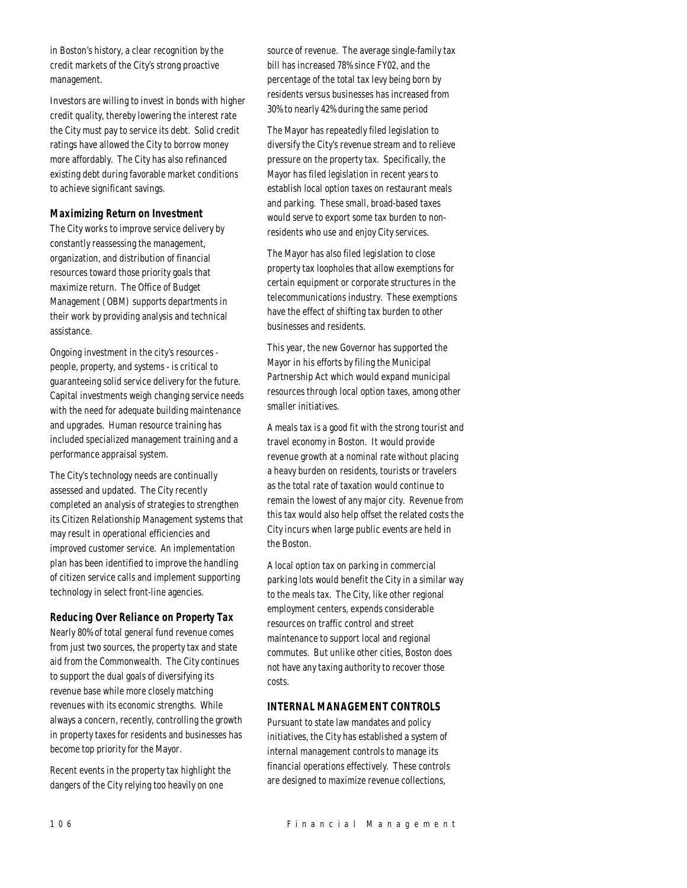in Boston's history, a clear recognition by the credit markets of the City's strong proactive management.

Investors are willing to invest in bonds with higher credit quality, thereby lowering the interest rate the City must pay to service its debt. Solid credit ratings have allowed the City to borrow money more affordably. The City has also refinanced existing debt during favorable market conditions to achieve significant savings.

### Maximizing Return on Investment

The City works to improve service delivery by constantly reassessing the management, organization, and distribution of financial resources toward those priority goals that maximize return. The Office of Budget Management (OBM) supports departments in their work by providing analysis and technical assistance.

Ongoing investment in the city's resources - people, property, and systems - is critical to guaranteeing solid service delivery for the future. Capital investments weigh changing service needs with the need for adequate building maintenance and upgrades. Human resource training has included specialized management training and a performance appraisal system.

The City's technology needs are continually assessed and updated. The City recently completed an analysis of strategies to strengthen its Citizen Relationship Management systems that may result in operational efficiencies and improved customer service. An implementation plan has been identified to improve the handling of citizen service calls and implement supporting technology in select front-line agencies.

### Reducing Over Reliance on Property Tax

Nearly 80% of total general fund revenue comes from just two sources, the property tax and state aid from the Commonwealth. The City continues to support the dual goals of diversifying its revenue base while more closely matching revenues with its economic strengths. While always a concern, recently, controlling the growth in property taxes for residents and businesses has become top priority for the Mayor.

Recent events in the property tax highlight the dangers of the City relying too heavily on one source of revenue. The average single-family tax bill has increased 78% since FY02, and the percentage of the total tax levy being born by residents versus businesses has increased from 30% to nearly 42% during the same period

The Mayor has repeatedly filed legislation to diversify the City's revenue stream and to relieve pressure on the property tax. Specifically, the Mayor has filed legislation in recent years to establish local option taxes on restaurant meals and parking. These small, broad-based taxes would serve to export some tax burden to non-residents who use and enjoy City services.

The Mayor has also filed legislation to close property tax loopholes that allow exemptions for certain equipment or corporate structures in the telecommunications industry. These exemptions have the effect of shifting tax burden to other businesses and residents.

This year, the new Governor has supported the Mayor in his efforts by filing the Municipal Partnership Act which would expand municipal resources through local option taxes, among other smaller initiatives.

A meals tax is a good fit with the strong tourist and travel economy in Boston. It would provide revenue growth at a nominal rate without placing a heavy burden on residents, tourists or travelers as the total rate of taxation would continue to remain the lowest of any major city. Revenue from this tax would also help offset the related costs the City incurs when large public events are held in the Boston.

A local option tax on parking in commercial parking lots would benefit the City in a similar way to the meals tax. The City, like other regional employment centers, expends considerable resources on traffic control and street maintenance to support local and regional commutes. But unlike other cities, Boston does not have any taxing authority to recover those costs.

## INTERNAL MANAGEMENT CONTROLS

Pursuant to state law mandates and policy initiatives, the City has established a system of internal management controls to manage its financial operations effectively. These controls are designed to maximize revenue collections,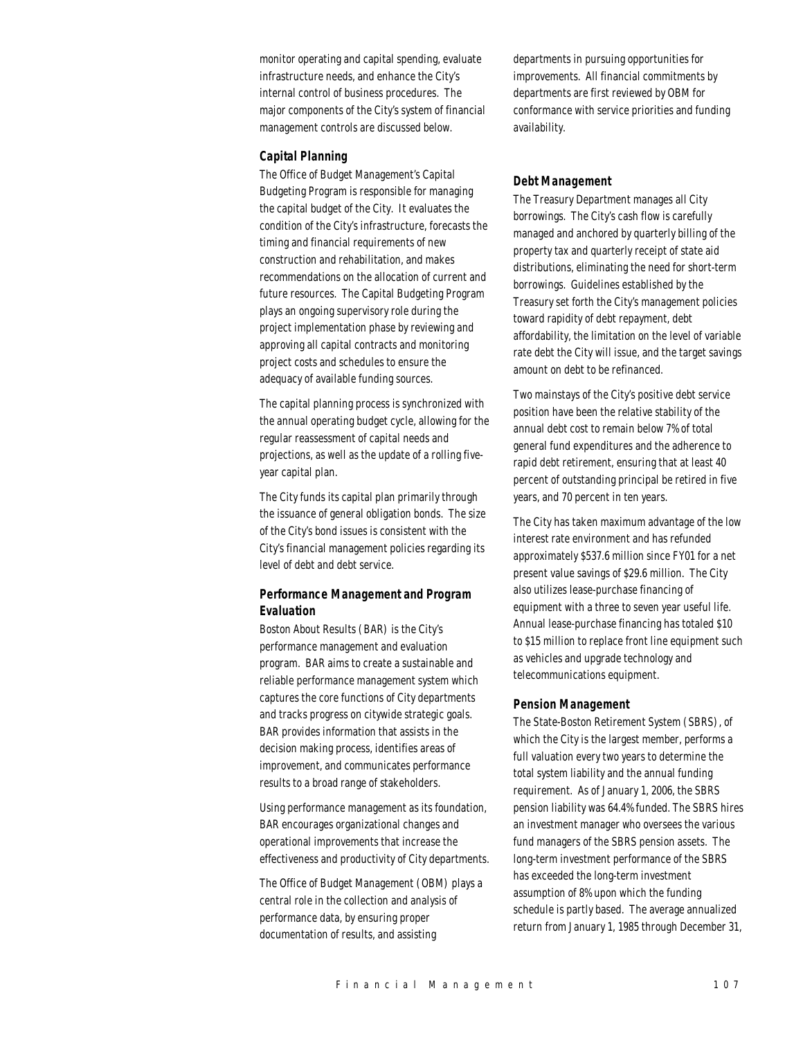monitor operating and capital spending, evaluate infrastructure needs, and enhance the City's internal control of business procedures. The major components of the City's system of financial management controls are discussed below.

### Capital Planning

The Office of Budget Management's Capital Budgeting Program is responsible for managing the capital budget of the City. It evaluates the condition of the City's infrastructure, forecasts the timing and financial requirements of new construction and rehabilitation, and makes recommendations on the allocation of current and future resources. The Capital Budgeting Program plays an ongoing supervisory role during the project implementation phase by reviewing and approving all capital contracts and monitoring project costs and schedules to ensure the adequacy of available funding sources.

The capital planning process is synchronized with the annual operating budget cycle, allowing for the regular reassessment of capital needs and projections, as well as the update of a rolling five-year capital plan.

The City funds its capital plan primarily through the issuance of general obligation bonds. The size of the City's bond issues is consistent with the City's financial management policies regarding its level of debt and debt service.

### Performance Management and Program Evaluation

Boston About Results (BAR) is the City's performance management and evaluation program. BAR aims to create a sustainable and reliable performance management system which captures the core functions of City departments and tracks progress on citywide strategic goals. BAR provides information that assists in the decision making process, identifies areas of improvement, and communicates performance results to a broad range of stakeholders.

Using performance management as its foundation, BAR encourages organizational changes and operational improvements that increase the effectiveness and productivity of City departments.

The Office of Budget Management (OBM) plays a central role in the collection and analysis of performance data, by ensuring proper documentation of results, and assisting departments in pursuing opportunities for improvements. All financial commitments by departments are first reviewed by OBM for conformance with service priorities and funding availability.

### Debt Management

The Treasury Department manages all City borrowings. The City's cash flow is carefully managed and anchored by quarterly billing of the property tax and quarterly receipt of state aid distributions, eliminating the need for short-term borrowings. Guidelines established by the Treasury set forth the City's management policies toward rapidity of debt repayment, debt affordability, the limitation on the level of variable rate debt the City will issue, and the target savings amount on debt to be refinanced.

Two mainstays of the City's positive debt service position have been the relative stability of the annual debt cost to remain below 7% of total general fund expenditures and the adherence to rapid debt retirement, ensuring that at least 40 percent of outstanding principal be retired in five years, and 70 percent in ten years.

The City has taken maximum advantage of the low interest rate environment and has refunded approximately $537.6 million since FY01 for a net present value savings of $29.6 million. The City also utilizes lease-purchase financing of equipment with a three to seven year useful life. Annual lease-purchase financing has totaled $10 to $15 million to replace front line equipment such as vehicles and upgrade technology and telecommunications equipment.

### Pension Management

The State-Boston Retirement System (SBRS), of which the City is the largest member, performs a full valuation every two years to determine the total system liability and the annual funding requirement. As of January 1, 2006, the SBRS pension liability was 64.4% funded. The SBRS hires an investment manager who oversees the various fund managers of the SBRS pension assets. The long-term investment performance of the SBRS has exceeded the long-term investment assumption of 8% upon which the funding schedule is partly based. The average annualized return from January 1, 1985 through December 31,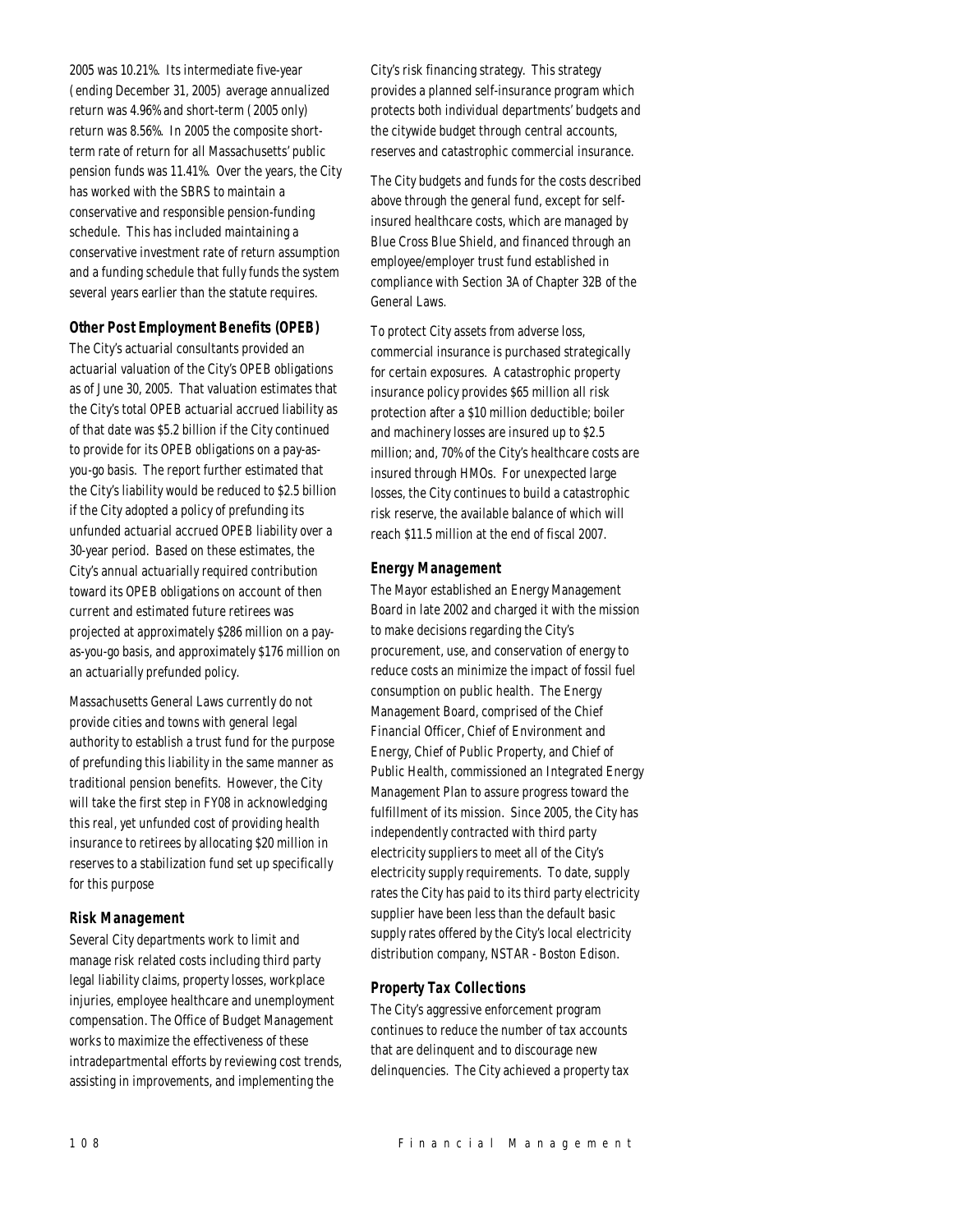2005 was 10.21%. Its intermediate five-year (ending December 31, 2005) average annualized return was 4.96% and short-term (2005 only) return was 8.56%. In 2005 the composite short-term rate of return for all Massachusetts' public pension funds was 11.41%. Over the years, the City has worked with the SBRS to maintain a conservative and responsible pension-funding schedule. This has included maintaining a conservative investment rate of return assumption and a funding schedule that fully funds the system several years earlier than the statute requires.

### Other Post Employment Benefits (OPEB)

The City's actuarial consultants provided an actuarial valuation of the City's OPEB obligations as of June 30, 2005. That valuation estimates that the City's total OPEB actuarial accrued liability as of that date was $5.2 billion if the City continued to provide for its OPEB obligations on a pay-as-you-go basis. The report further estimated that the City's liability would be reduced to $2.5 billion if the City adopted a policy of prefunding its unfunded actuarial accrued OPEB liability over a 30-year period. Based on these estimates, the City's annual actuarially required contribution toward its OPEB obligations on account of then current and estimated future retirees was projected at approximately $286 million on a pay-as-you-go basis, and approximately $176 million on an actuarially prefunded policy.

Massachusetts General Laws currently do not provide cities and towns with general legal authority to establish a trust fund for the purpose of prefunding this liability in the same manner as traditional pension benefits. However, the City will take the first step in FY08 in acknowledging this real, yet unfunded cost of providing health insurance to retirees by allocating $20 million in reserves to a stabilization fund set up specifically for this purpose

### Risk Management

Several City departments work to limit and manage risk related costs including third party legal liability claims, property losses, workplace injuries, employee healthcare and unemployment compensation. The Office of Budget Management works to maximize the effectiveness of these intradepartmental efforts by reviewing cost trends, assisting in improvements, and implementing the City's risk financing strategy. This strategy provides a planned self-insurance program which protects both individual departments' budgets and the citywide budget through central accounts, reserves and catastrophic commercial insurance.

The City budgets and funds for the costs described above through the general fund, except for self-insured healthcare costs, which are managed by Blue Cross Blue Shield, and financed through an employee/employer trust fund established in compliance with Section 3A of Chapter 32B of the General Laws.

To protect City assets from adverse loss, commercial insurance is purchased strategically for certain exposures. A catastrophic property insurance policy provides $65 million all risk protection after a $10 million deductible; boiler and machinery losses are insured up to $2.5 million; and, 70% of the City's healthcare costs are insured through HMOs. For unexpected large losses, the City continues to build a catastrophic risk reserve, the available balance of which will reach $11.5 million at the end of fiscal 2007.

### Energy Management

The Mayor established an Energy Management Board in late 2002 and charged it with the mission to make decisions regarding the City's procurement, use, and conservation of energy to reduce costs an minimize the impact of fossil fuel consumption on public health. The Energy Management Board, comprised of the Chief Financial Officer, Chief of Environment and Energy, Chief of Public Property, and Chief of Public Health, commissioned an Integrated Energy Management Plan to assure progress toward the fulfillment of its mission. Since 2005, the City has independently contracted with third party electricity suppliers to meet all of the City's electricity supply requirements. To date, supply rates the City has paid to its third party electricity supplier have been less than the default basic supply rates offered by the City's local electricity distribution company, NSTAR - Boston Edison.

### Property Tax Collections

The City's aggressive enforcement program continues to reduce the number of tax accounts that are delinquent and to discourage new delinquencies. The City achieved a property tax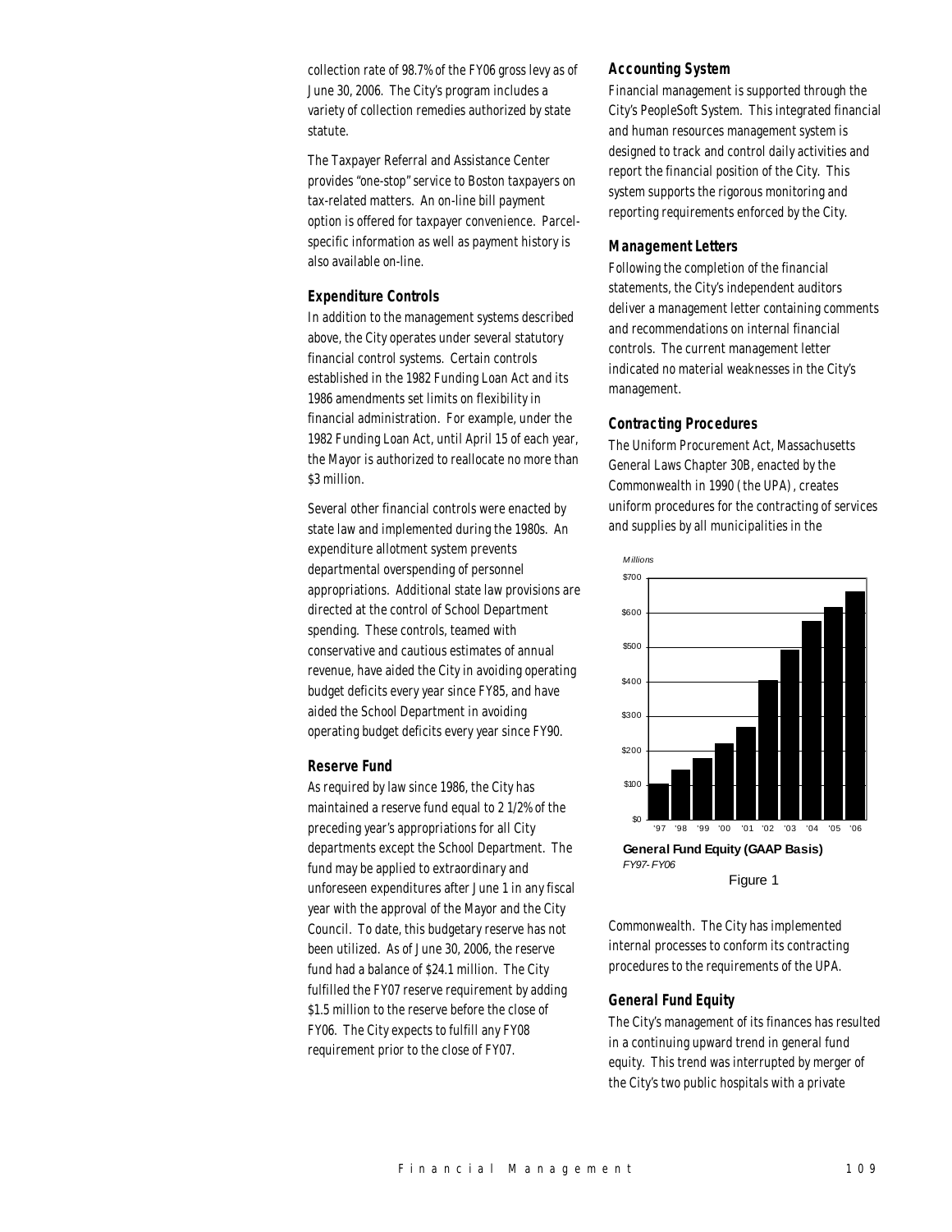collection rate of 98.7% of the FY06 gross levy as of June 30, 2006. The City's program includes a variety of collection remedies authorized by state statute.

The Taxpayer Referral and Assistance Center provides "one-stop" service to Boston taxpayers on tax-related matters. An on-line bill payment option is offered for taxpayer convenience. Parcel-specific information as well as payment history is also available on-line.

### Expenditure Controls

In addition to the management systems described above, the City operates under several statutory financial control systems. Certain controls established in the 1982 Funding Loan Act and its 1986 amendments set limits on flexibility in financial administration. For example, under the 1982 Funding Loan Act, until April 15 of each year, the Mayor is authorized to reallocate no more than \$3 million.

Several other financial controls were enacted by state law and implemented during the 1980s. An expenditure allotment system prevents departmental overspending of personnel appropriations. Additional state law provisions are directed at the control of School Department spending. These controls, teamed with conservative and cautious estimates of annual revenue, have aided the City in avoiding operating budget deficits every year since FY85, and have aided the School Department in avoiding operating budget deficits every year since FY90.

### Reserve Fund

As required by law since 1986, the City has maintained a reserve fund equal to 2 1/2% of the preceding year's appropriations for all City departments except the School Department. The fund may be applied to extraordinary and unforeseen expenditures after June 1 in any fiscal year with the approval of the Mayor and the City Council. To date, this budgetary reserve has not been utilized. As of June 30, 2006, the reserve fund had a balance of \$24.1 million. The City fulfilled the FY07 reserve requirement by adding \$1.5 million to the reserve before the close of FY06. The City expects to fulfill any FY08 requirement prior to the close of FY07.

### Accounting System

Financial management is supported through the City's PeopleSoft System. This integrated financial and human resources management system is designed to track and control daily activities and report the financial position of the City. This system supports the rigorous monitoring and reporting requirements enforced by the City.

### Management Letters

Following the completion of the financial statements, the City's independent auditors deliver a management letter containing comments and recommendations on internal financial controls. The current management letter indicated no material weaknesses in the City's management.

### Contracting Procedures

The Uniform Procurement Act, Massachusetts General Laws Chapter 30B, enacted by the Commonwealth in 1990 (the UPA), creates uniform procedures for the contracting of services and supplies by all municipalities in the Commonwealth. The City has implemented internal processes to conform its contracting procedures to the requirements of the UPA.

Millions

| Fiscal Year | General Fund Equity (approx.) |
|---|---|
| '97 | \$105 |
| '98 | \$145 |
| '99 | \$180 |
| '00 | \$220 |
| '01 | \$270 |
| '02 | \$405 |
| '03 | \$495 |
| '04 | \$575 |
| '05 | \$615 |
| '06 | \$660 |

**General Fund Equity (GAAP Basis)**
*FY97- FY06*

Figure 1

### General Fund Equity

The City's management of its finances has resulted in a continuing upward trend in general fund equity. This trend was interrupted by merger of the City's two public hospitals with a private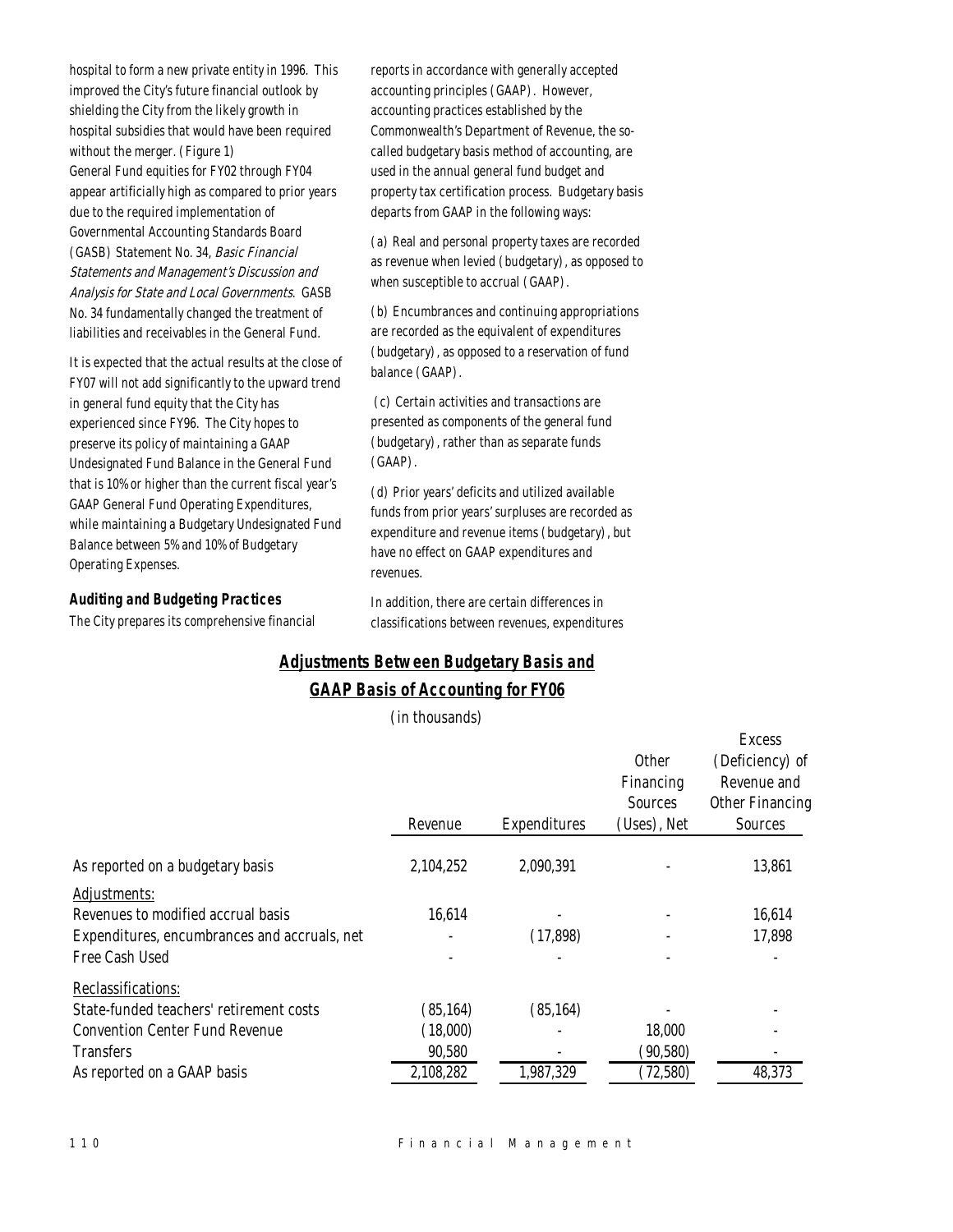hospital to form a new private entity in 1996. This improved the City's future financial outlook by shielding the City from the likely growth in hospital subsidies that would have been required without the merger. (Figure 1)

General Fund equities for FY02 through FY04 appear artificially high as compared to prior years due to the required implementation of Governmental Accounting Standards Board (GASB) Statement No. 34, *Basic Financial Statements and Management's Discussion and Analysis for State and Local Governments*. GASB No. 34 fundamentally changed the treatment of liabilities and receivables in the General Fund.

It is expected that the actual results at the close of FY07 will not add significantly to the upward trend in general fund equity that the City has experienced since FY96. The City hopes to preserve its policy of maintaining a GAAP Undesignated Fund Balance in the General Fund that is 10% or higher than the current fiscal year's GAAP General Fund Operating Expenditures, while maintaining a Budgetary Undesignated Fund Balance between 5% and 10% of Budgetary Operating Expenses.

### Auditing and Budgeting Practices

The City prepares its comprehensive financial reports in accordance with generally accepted accounting principles (GAAP). However, accounting practices established by the Commonwealth's Department of Revenue, the so-called budgetary basis method of accounting, are used in the annual general fund budget and property tax certification process. Budgetary basis departs from GAAP in the following ways:

(a) Real and personal property taxes are recorded as revenue when levied (budgetary), as opposed to when susceptible to accrual (GAAP).

(b) Encumbrances and continuing appropriations are recorded as the equivalent of expenditures (budgetary), as opposed to a reservation of fund balance (GAAP).

(c) Certain activities and transactions are presented as components of the general fund (budgetary), rather than as separate funds (GAAP).

(d) Prior years' deficits and utilized available funds from prior years' surpluses are recorded as expenditure and revenue items (budgetary), but have no effect on GAAP expenditures and revenues.

In addition, there are certain differences in classifications between revenues, expenditures

## Adjustments Between Budgetary Basis and GAAP Basis of Accounting for FY06

(in thousands)

| | Revenue | Expenditures | Other Financing Sources (Uses), Net | Excess (Deficiency) of Revenue and Other Financing Sources |
|---|---|---|---|---|
| As reported on a budgetary basis | 2,104,252 | 2,090,391 | - | 13,861 |
| Adjustments: | | | | |
| Revenues to modified accrual basis | 16,614 | - | - | 16,614 |
| Expenditures, encumbrances and accruals, net | - | (17,898) | - | 17,898 |
| Free Cash Used | - | - | - | - |
| Reclassifications: | | | | |
| State-funded teachers' retirement costs | (85,164) | (85,164) | - | - |
| Convention Center Fund Revenue | (18,000) | - | 18,000 | - |
| Transfers | 90,580 | - | (90,580) | - |
| As reported on a GAAP basis | 2,108,282 | 1,987,329 | (72,580) | 48,373 |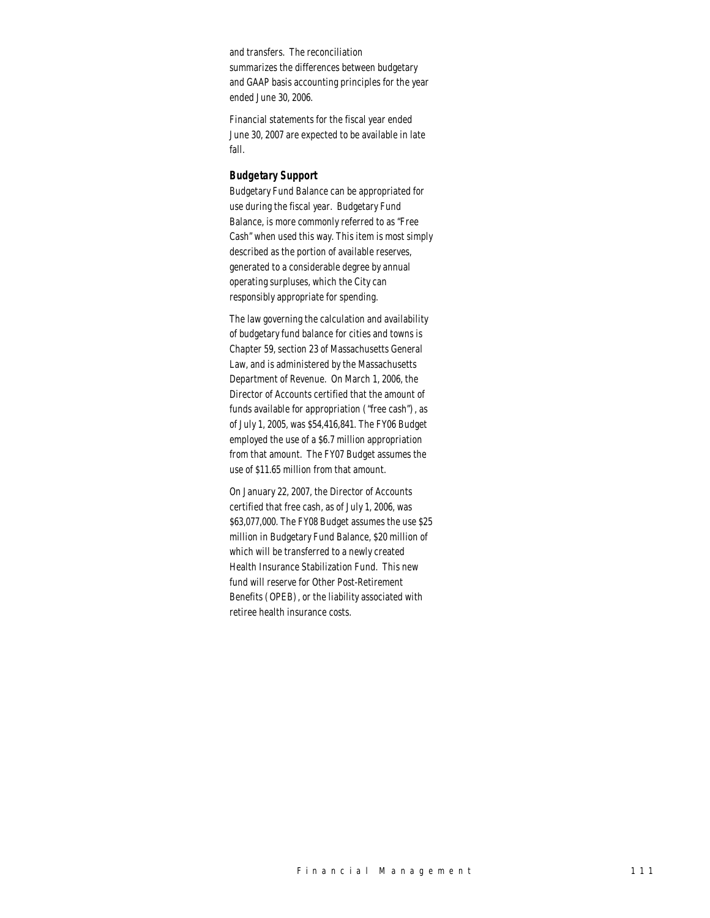and transfers. The reconciliation summarizes the differences between budgetary and GAAP basis accounting principles for the year ended June 30, 2006.

Financial statements for the fiscal year ended June 30, 2007 are expected to be available in late fall.

### *Budgetary Support*

Budgetary Fund Balance can be appropriated for use during the fiscal year. Budgetary Fund Balance, is more commonly referred to as "Free Cash" when used this way. This item is most simply described as the portion of available reserves, generated to a considerable degree by annual operating surpluses, which the City can responsibly appropriate for spending.

The law governing the calculation and availability of budgetary fund balance for cities and towns is Chapter 59, section 23 of Massachusetts General Law, and is administered by the Massachusetts Department of Revenue. On March 1, 2006, the Director of Accounts certified that the amount of funds available for appropriation ("free cash"), as of July 1, 2005, was $54,416,841. The FY06 Budget employed the use of a $6.7 million appropriation from that amount. The FY07 Budget assumes the use of $11.65 million from that amount.

On January 22, 2007, the Director of Accounts certified that free cash, as of July 1, 2006, was $63,077,000. The FY08 Budget assumes the use $25 million in Budgetary Fund Balance, $20 million of which will be transferred to a newly created Health Insurance Stabilization Fund. This new fund will reserve for Other Post-Retirement Benefits (OPEB), or the liability associated with retiree health insurance costs.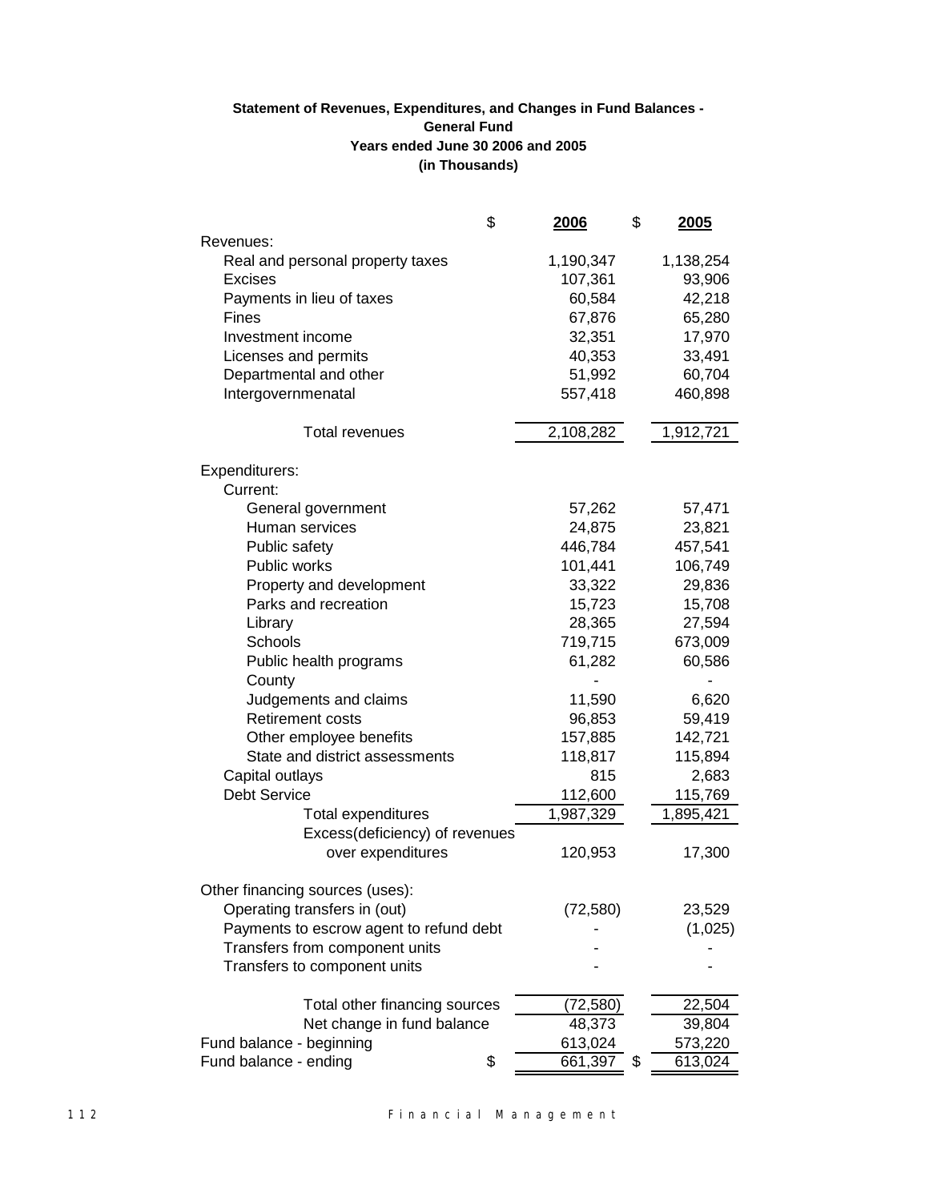**Statement of Revenues, Expenditures, and Changes in Fund Balances - General Fund**
**Years ended June 30 2006 and 2005**
**(in Thousands)**

| | $ 2006 | $ 2005 |
|---|---|---|
| Revenues: | | |
| Real and personal property taxes | 1,190,347 | 1,138,254 |
| Excises | 107,361 | 93,906 |
| Payments in lieu of taxes | 60,584 | 42,218 |
| Fines | 67,876 | 65,280 |
| Investment income | 32,351 | 17,970 |
| Licenses and permits | 40,353 | 33,491 |
| Departmental and other | 51,992 | 60,704 |
| Intergovernmenatal | 557,418 | 460,898 |
| Total revenues | 2,108,282 | 1,912,721 |
| Expenditurers: | | |
| Current: | | |
| General government | 57,262 | 57,471 |
| Human services | 24,875 | 23,821 |
| Public safety | 446,784 | 457,541 |
| Public works | 101,441 | 106,749 |
| Property and development | 33,322 | 29,836 |
| Parks and recreation | 15,723 | 15,708 |
| Library | 28,365 | 27,594 |
| Schools | 719,715 | 673,009 |
| Public health programs | 61,282 | 60,586 |
| County | - | - |
| Judgements and claims | 11,590 | 6,620 |
| Retirement costs | 96,853 | 59,419 |
| Other employee benefits | 157,885 | 142,721 |
| State and district assessments | 118,817 | 115,894 |
| Capital outlays | 815 | 2,683 |
| Debt Service | 112,600 | 115,769 |
| Total expenditures | 1,987,329 | 1,895,421 |
| Excess(deficiency) of revenues over expenditures | 120,953 | 17,300 |
| Other financing sources (uses): | | |
| Operating transfers in (out) | (72,580) | 23,529 |
| Payments to escrow agent to refund debt | - | (1,025) |
| Transfers from component units | - | - |
| Transfers to component units | - | - |
| Total other financing sources | (72,580) | 22,504 |
| Net change in fund balance | 48,373 | 39,804 |
| Fund balance - beginning | 613,024 | 573,220 |
| Fund balance - ending | $ 661,397 | $ 613,024 |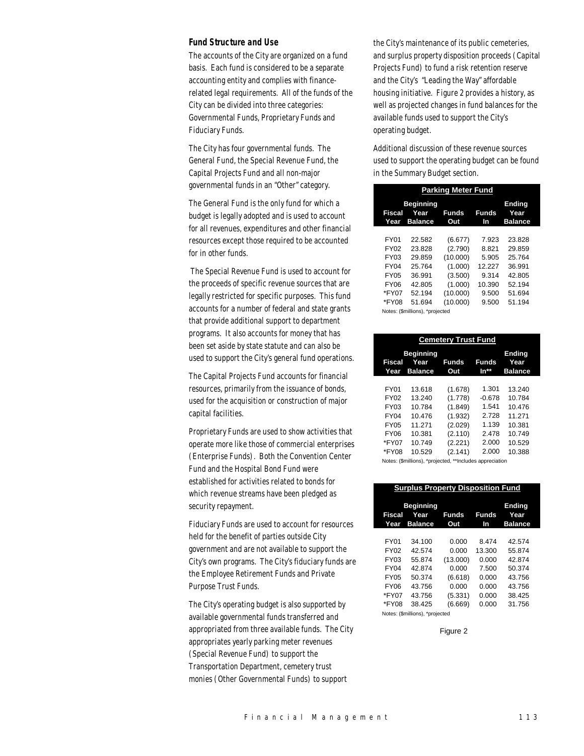### *Fund Structure and Use*

The accounts of the City are organized on a fund basis. Each fund is considered to be a separate accounting entity and complies with finance-related legal requirements. All of the funds of the City can be divided into three categories: Governmental Funds, Proprietary Funds and Fiduciary Funds.

The City has four governmental funds. The General Fund, the Special Revenue Fund, the Capital Projects Fund and all non-major governmental funds in an "Other" category.

The General Fund is the only fund for which a budget is legally adopted and is used to account for all revenues, expenditures and other financial resources except those required to be accounted for in other funds.

The Special Revenue Fund is used to account for the proceeds of specific revenue sources that are legally restricted for specific purposes. This fund accounts for a number of federal and state grants that provide additional support to department programs. It also accounts for money that has been set aside by state statute and can also be used to support the City's general fund operations.

The Capital Projects Fund accounts for financial resources, primarily from the issuance of bonds, used for the acquisition or construction of major capital facilities.

Proprietary Funds are used to show activities that operate more like those of commercial enterprises (Enterprise Funds). Both the Convention Center Fund and the Hospital Bond Fund were established for activities related to bonds for which revenue streams have been pledged as security repayment.

Fiduciary Funds are used to account for resources held for the benefit of parties outside City government and are not available to support the City's own programs. The City's fiduciary funds are the Employee Retirement Funds and Private Purpose Trust Funds.

The City's operating budget is also supported by available governmental funds transferred and appropriated from three available funds. The City appropriates yearly parking meter revenues (Special Revenue Fund) to support the Transportation Department, cemetery trust monies (Other Governmental Funds) to support the City's maintenance of its public cemeteries, and surplus property disposition proceeds (Capital Projects Fund) to fund a risk retention reserve and the City's "Leading the Way" affordable housing initiative. Figure 2 provides a history, as well as projected changes in fund balances for the available funds used to support the City's operating budget.

Additional discussion of these revenue sources used to support the operating budget can be found in the Summary Budget section.

**Parking Meter Fund**

| Fiscal Year | Beginning Year Balance | Funds Out | Funds In | Ending Year Balance |
|---|---|---|---|---|
| FY01 | 22.582 | (6.677) | 7.923 | 23.828 |
| FY02 | 23.828 | (2.790) | 8.821 | 29.859 |
| FY03 | 29.859 | (10.000) | 5.905 | 25.764 |
| FY04 | 25.764 | (1.000) | 12.227 | 36.991 |
| FY05 | 36.991 | (3.500) | 9.314 | 42.805 |
| FY06 | 42.805 | (1.000) | 10.390 | 52.194 |
| *FY07 | 52.194 | (10.000) | 9.500 | 51.694 |
| *FY08 | 51.694 | (10.000) | 9.500 | 51.194 |

Notes: ($millions), *projected

**Cemetery Trust Fund**

| Fiscal Year | Beginning Year Balance | Funds Out | Funds In** | Ending Year Balance |
|---|---|---|---|---|
| FY01 | 13.618 | (1.678) | 1.301 | 13.240 |
| FY02 | 13.240 | (1.778) | -0.678 | 10.784 |
| FY03 | 10.784 | (1.849) | 1.541 | 10.476 |
| FY04 | 10.476 | (1.932) | 2.728 | 11.271 |
| FY05 | 11.271 | (2.029) | 1.139 | 10.381 |
| FY06 | 10.381 | (2.110) | 2.478 | 10.749 |
| *FY07 | 10.749 | (2.221) | 2.000 | 10.529 |
| *FY08 | 10.529 | (2.141) | 2.000 | 10.388 |

Notes: ($millions), *projected, **Includes appreciation

**Surplus Property Disposition Fund**

| Fiscal Year | Beginning Year Balance | Funds Out | Funds In | Ending Year Balance |
|---|---|---|---|---|
| FY01 | 34.100 | 0.000 | 8.474 | 42.574 |
| FY02 | 42.574 | 0.000 | 13.300 | 55.874 |
| FY03 | 55.874 | (13.000) | 0.000 | 42.874 |
| FY04 | 42.874 | 0.000 | 7.500 | 50.374 |
| FY05 | 50.374 | (6.618) | 0.000 | 43.756 |
| FY06 | 43.756 | 0.000 | 0.000 | 43.756 |
| *FY07 | 43.756 | (5.331) | 0.000 | 38.425 |
| *FY08 | 38.425 | (6.669) | 0.000 | 31.756 |

Notes: ($millions), *projected

Figure 2